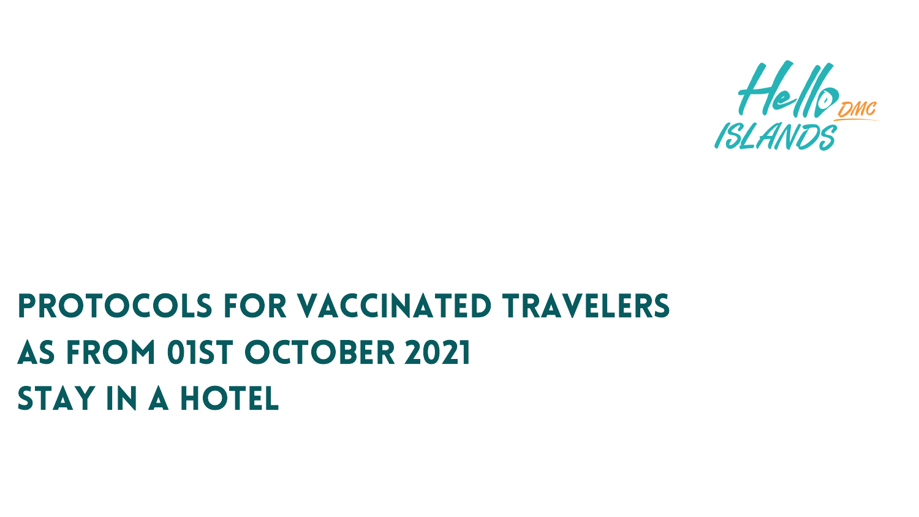Hello ISLANDS DMC

# PROTOCOLS FOR VACCINATED TRAVELERS AS FROM 01ST OCTOBER 2021 STAY IN A HOTEL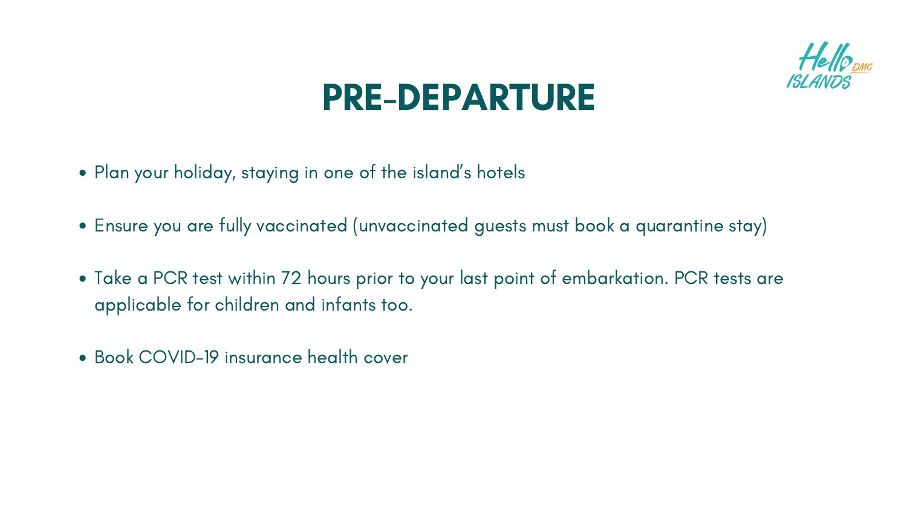# PRE-DEPARTURE

- Plan your holiday, staying in one of the island's hotels
- Ensure you are fully vaccinated (unvaccinated guests must book a quarantine stay)
- Take a PCR test within 72 hours prior to your last point of embarkation. PCR tests are applicable for children and infants too.
- Book COVID-19 insurance health cover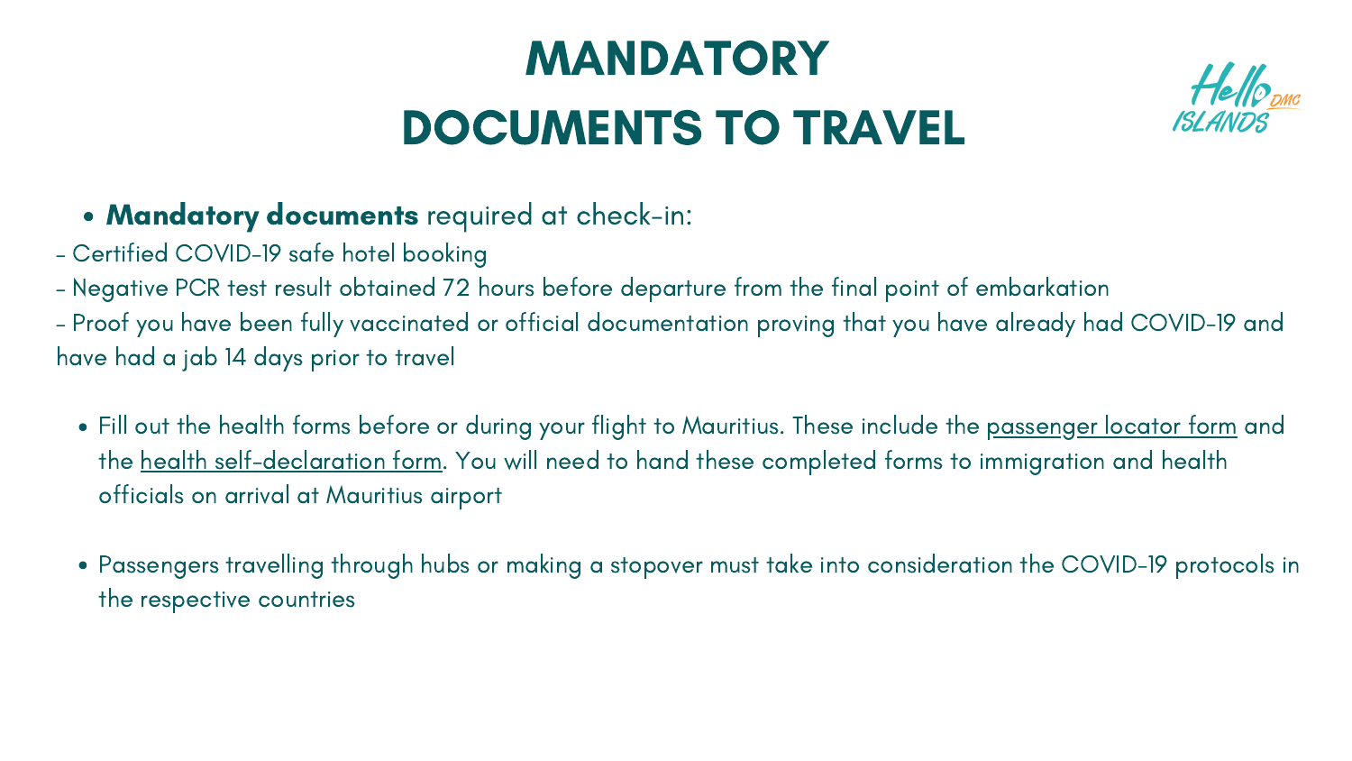# MANDATORY DOCUMENTS TO TRAVEL

- **Mandatory documents** required at check-in:

- Certified COVID-19 safe hotel booking
- Negative PCR test result obtained 72 hours before departure from the final point of embarkation
- Proof you have been fully vaccinated or official documentation proving that you have already had COVID-19 and have had a jab 14 days prior to travel

- Fill out the health forms before or during your flight to Mauritius. These include the passenger locator form and the health self-declaration form. You will need to hand these completed forms to immigration and health officials on arrival at Mauritius airport

- Passengers travelling through hubs or making a stopover must take into consideration the COVID-19 protocols in the respective countries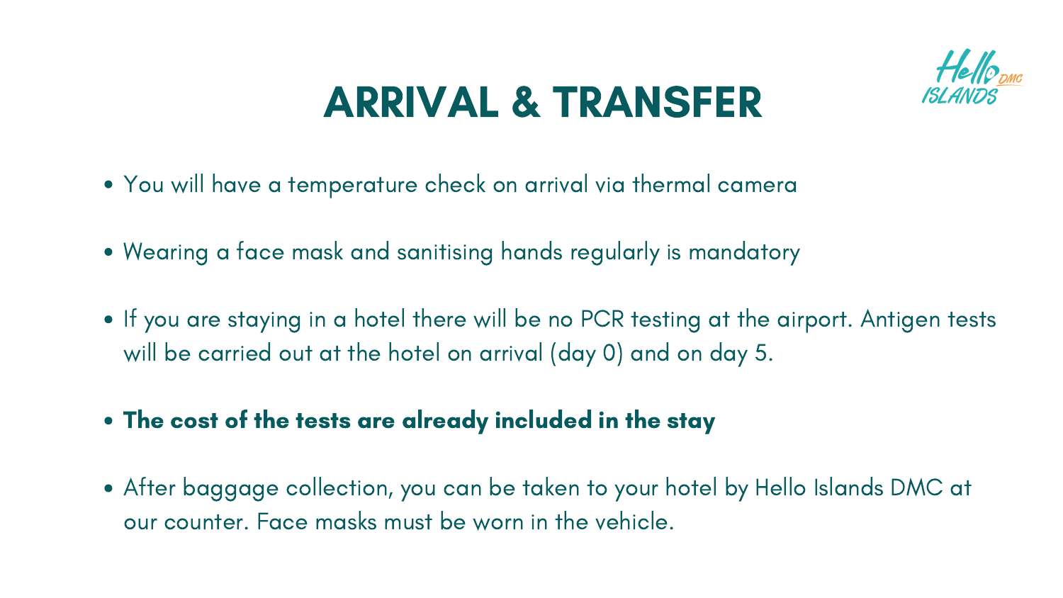# ARRIVAL & TRANSFER

- You will have a temperature check on arrival via thermal camera
- Wearing a face mask and sanitising hands regularly is mandatory
- If you are staying in a hotel there will be no PCR testing at the airport. Antigen tests will be carried out at the hotel on arrival (day 0) and on day 5.
- **The cost of the tests are already included in the stay**
- After baggage collection, you can be taken to your hotel by Hello Islands DMC at our counter. Face masks must be worn in the vehicle.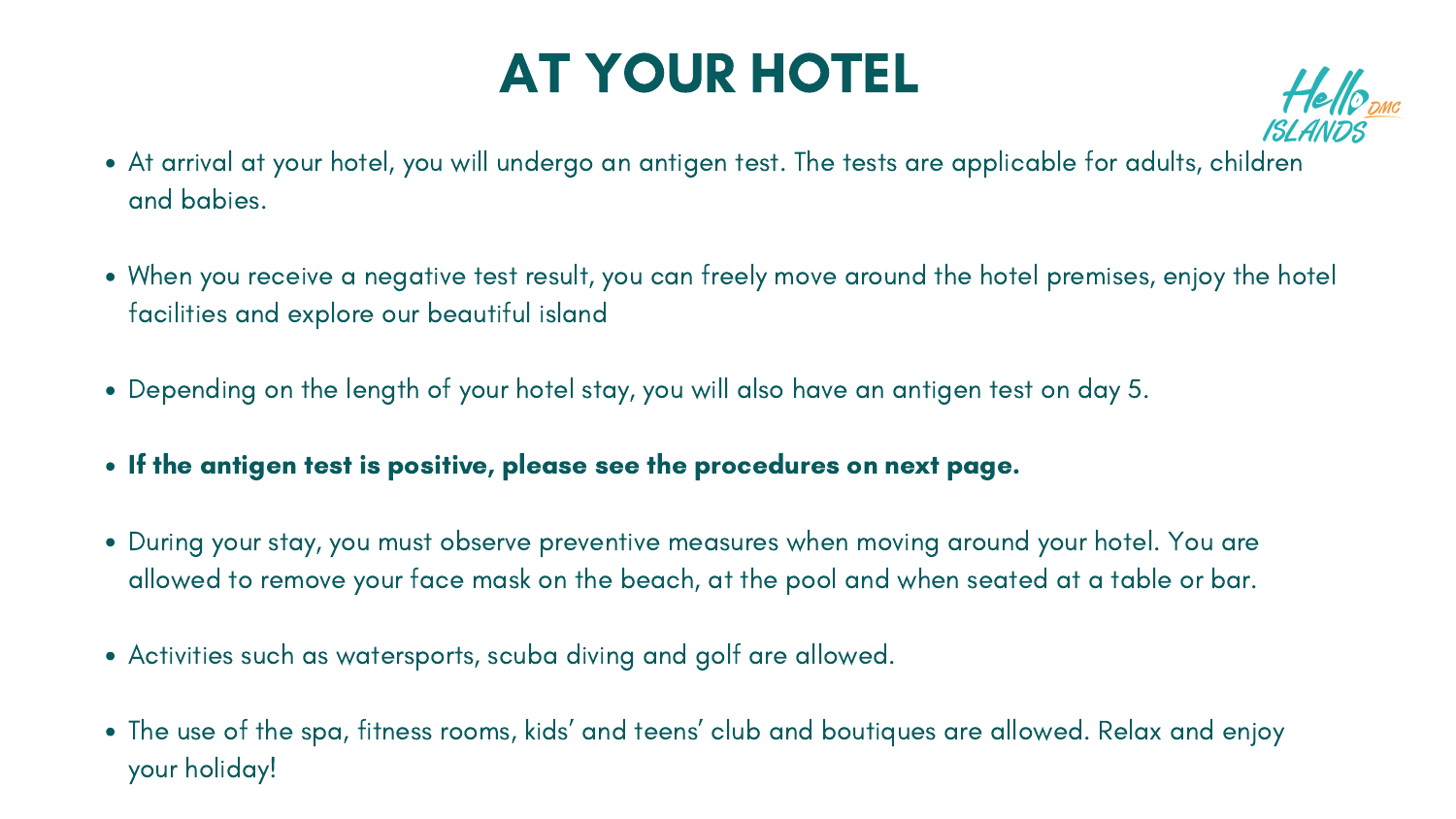# AT YOUR HOTEL

- At arrival at your hotel, you will undergo an antigen test. The tests are applicable for adults, children and babies.
- When you receive a negative test result, you can freely move around the hotel premises, enjoy the hotel facilities and explore our beautiful island
- Depending on the length of your hotel stay, you will also have an antigen test on day 5.
- **If the antigen test is positive, please see the procedures on next page.**
- During your stay, you must observe preventive measures when moving around your hotel. You are allowed to remove your face mask on the beach, at the pool and when seated at a table or bar.
- Activities such as watersports, scuba diving and golf are allowed.
- The use of the spa, fitness rooms, kids' and teens' club and boutiques are allowed. Relax and enjoy your holiday!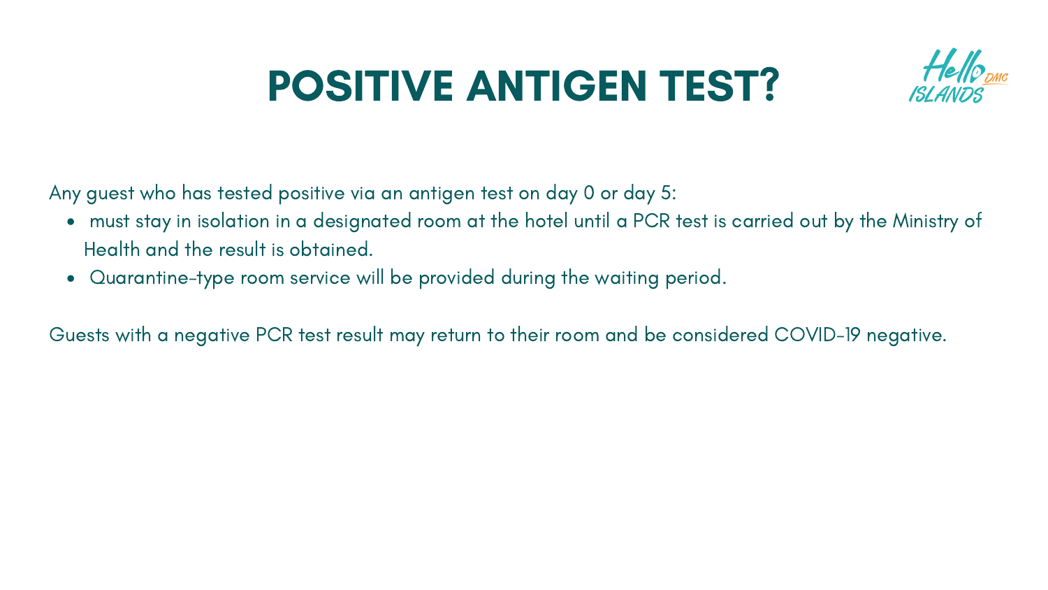# POSITIVE ANTIGEN TEST?

Any guest who has tested positive via an antigen test on day 0 or day 5:

- must stay in isolation in a designated room at the hotel until a PCR test is carried out by the Ministry of Health and the result is obtained.
- Quarantine-type room service will be provided during the waiting period.

Guests with a negative PCR test result may return to their room and be considered COVID-19 negative.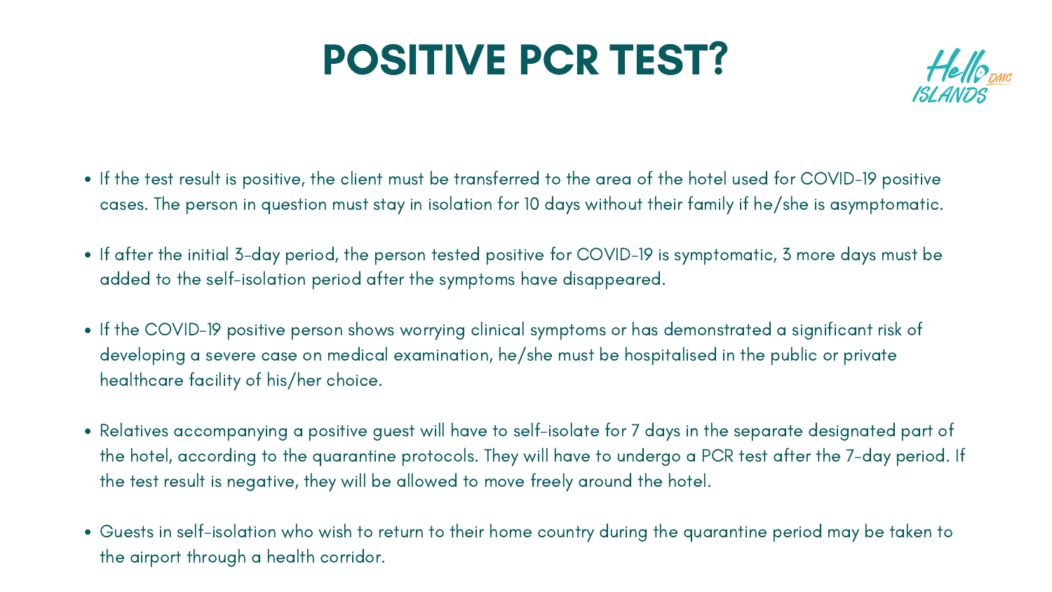# POSITIVE PCR TEST?

- If the test result is positive, the client must be transferred to the area of the hotel used for COVID-19 positive cases. The person in question must stay in isolation for 10 days without their family if he/she is asymptomatic.
- If after the initial 3-day period, the person tested positive for COVID-19 is symptomatic, 3 more days must be added to the self-isolation period after the symptoms have disappeared.
- If the COVID-19 positive person shows worrying clinical symptoms or has demonstrated a significant risk of developing a severe case on medical examination, he/she must be hospitalised in the public or private healthcare facility of his/her choice.
- Relatives accompanying a positive guest will have to self-isolate for 7 days in the separate designated part of the hotel, according to the quarantine protocols. They will have to undergo a PCR test after the 7-day period. If the test result is negative, they will be allowed to move freely around the hotel.
- Guests in self-isolation who wish to return to their home country during the quarantine period may be taken to the airport through a health corridor.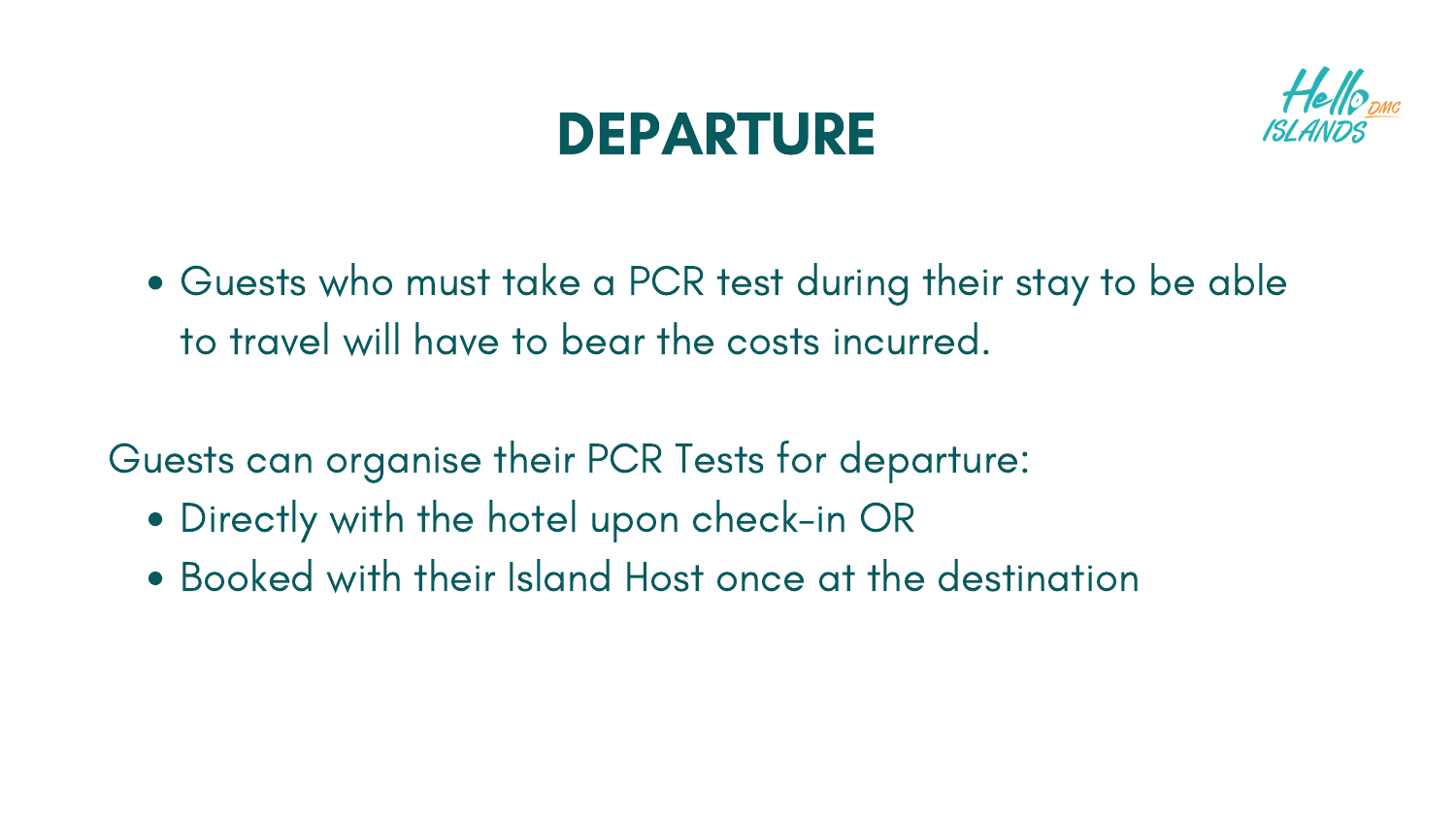# DEPARTURE

- Guests who must take a PCR test during their stay to be able to travel will have to bear the costs incurred.

Guests can organise their PCR Tests for departure:

- Directly with the hotel upon check-in OR
- Booked with their Island Host once at the destination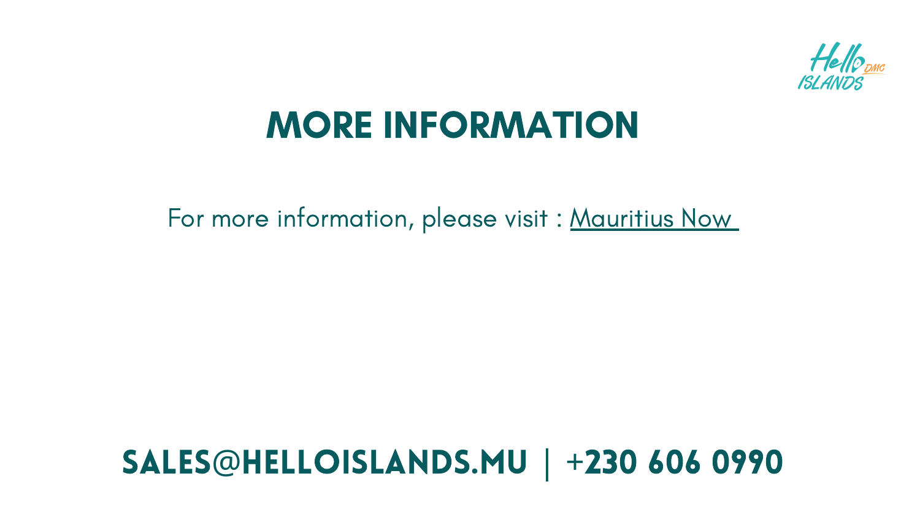# MORE INFORMATION

For more information, please visit : Mauritius Now

**SALES@HELLOISLANDS.MU | +230 606 0990**